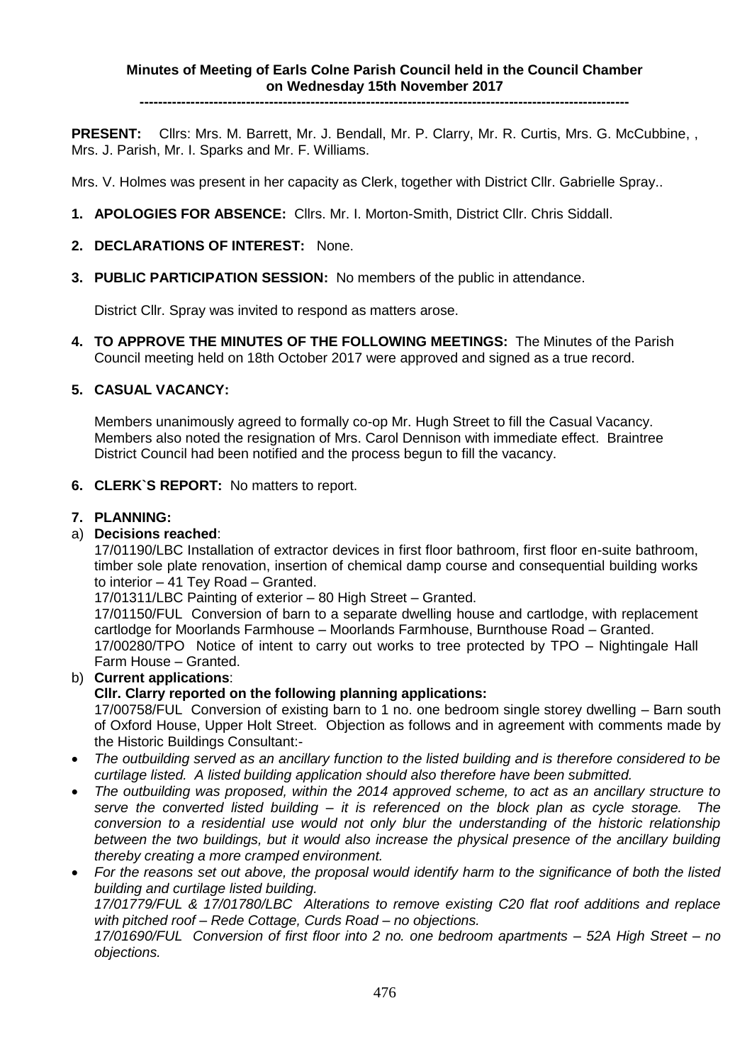**Minutes of Meeting of Earls Colne Parish Council held in the Council Chamber on Wednesday 15th November 2017**

**-----------------------------------------------------------------------------------------------------------**

**PRESENT:** Cllrs: Mrs. M. Barrett, Mr. J. Bendall, Mr. P. Clarry, Mr. R. Curtis, Mrs. G. McCubbine, , Mrs. J. Parish, Mr. I. Sparks and Mr. F. Williams.

Mrs. V. Holmes was present in her capacity as Clerk, together with District Cllr. Gabrielle Spray..

1. **APOLOGIES FOR ABSENCE:** Cllrs. Mr. I. Morton-Smith, District Cllr. Chris Siddall.

2. **DECLARATIONS OF INTEREST:** None.

3. **PUBLIC PARTICIPATION SESSION:** No members of the public in attendance.

   District Cllr. Spray was invited to respond as matters arose.

4. **TO APPROVE THE MINUTES OF THE FOLLOWING MEETINGS:** The Minutes of the Parish Council meeting held on 18th October 2017 were approved and signed as a true record.

5. **CASUAL VACANCY:**

   Members unanimously agreed to formally co-op Mr. Hugh Street to fill the Casual Vacancy. Members also noted the resignation of Mrs. Carol Dennison with immediate effect. Braintree District Council had been notified and the process begun to fill the vacancy.

6. **CLERK`S REPORT:** No matters to report.

7. **PLANNING:**

a) **Decisions reached**:

17/01190/LBC Installation of extractor devices in first floor bathroom, first floor en-suite bathroom, timber sole plate renovation, insertion of chemical damp course and consequential building works to interior – 41 Tey Road – Granted.

17/01311/LBC Painting of exterior – 80 High Street – Granted.

17/01150/FUL Conversion of barn to a separate dwelling house and cartlodge, with replacement cartlodge for Moorlands Farmhouse – Moorlands Farmhouse, Burnthouse Road – Granted.

17/00280/TPO Notice of intent to carry out works to tree protected by TPO – Nightingale Hall Farm House – Granted.

b) **Current applications**:

**Cllr. Clarry reported on the following planning applications:**

17/00758/FUL Conversion of existing barn to 1 no. one bedroom single storey dwelling – Barn south of Oxford House, Upper Holt Street. Objection as follows and in agreement with comments made by the Historic Buildings Consultant:-

- *The outbuilding served as an ancillary function to the listed building and is therefore considered to be curtilage listed. A listed building application should also therefore have been submitted.*
- *The outbuilding was proposed, within the 2014 approved scheme, to act as an ancillary structure to serve the converted listed building – it is referenced on the block plan as cycle storage. The conversion to a residential use would not only blur the understanding of the historic relationship between the two buildings, but it would also increase the physical presence of the ancillary building thereby creating a more cramped environment.*
- *For the reasons set out above, the proposal would identify harm to the significance of both the listed building and curtilage listed building.*

*17/01779/FUL & 17/01780/LBC Alterations to remove existing C20 flat roof additions and replace with pitched roof – Rede Cottage, Curds Road – no objections.*

*17/01690/FUL Conversion of first floor into 2 no. one bedroom apartments – 52A High Street – no objections.*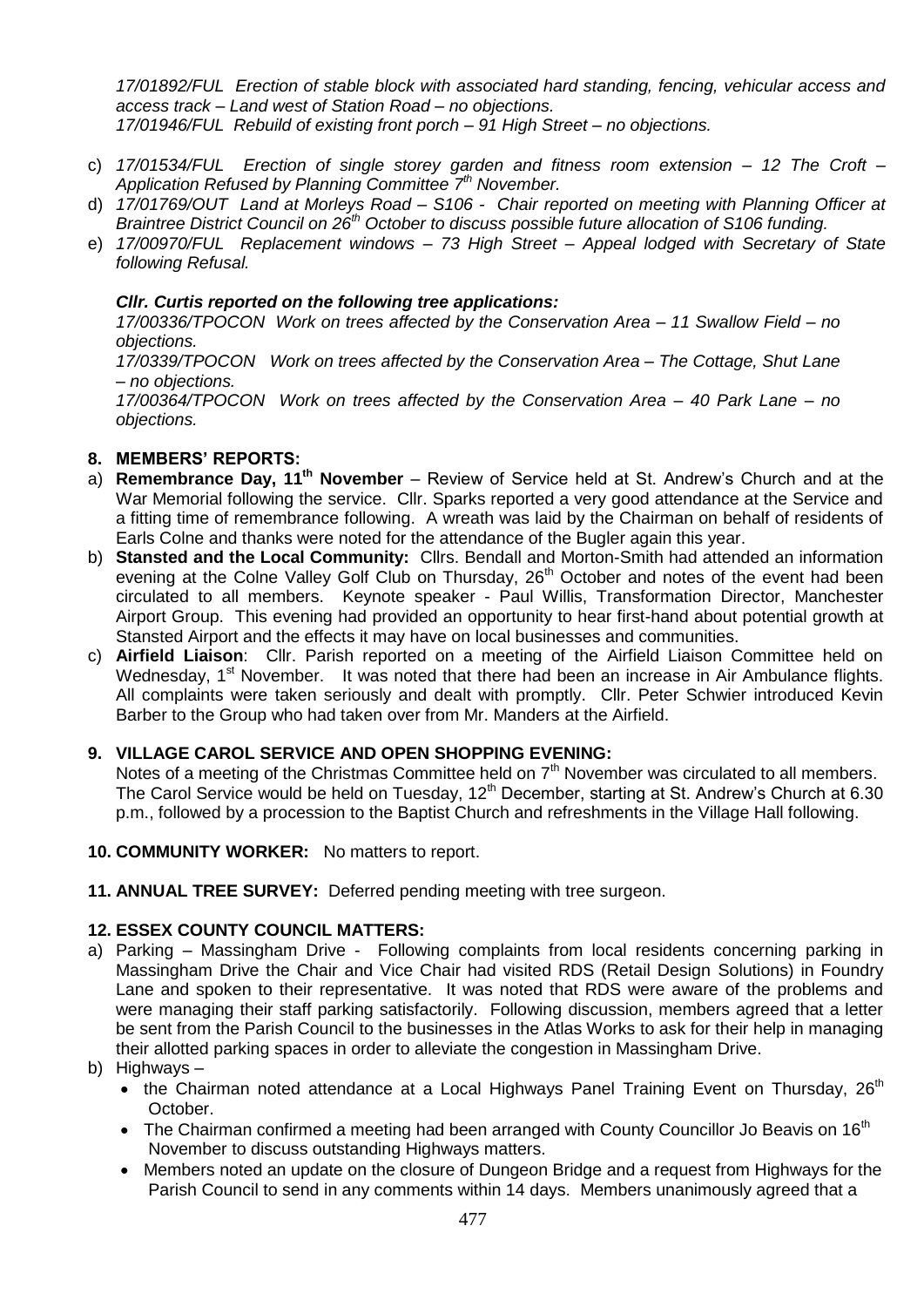*17/01892/FUL Erection of stable block with associated hard standing, fencing, vehicular access and access track – Land west of Station Road – no objections.*
*17/01946/FUL Rebuild of existing front porch – 91 High Street – no objections.*

c) *17/01534/FUL Erection of single storey garden and fitness room extension – 12 The Croft – Application Refused by Planning Committee 7th November.*
d) *17/01769/OUT Land at Morleys Road – S106 - Chair reported on meeting with Planning Officer at Braintree District Council on 26th October to discuss possible future allocation of S106 funding.*
e) *17/00970/FUL Replacement windows – 73 High Street – Appeal lodged with Secretary of State following Refusal.*

***Cllr. Curtis reported on the following tree applications:***
*17/00336/TPOCON Work on trees affected by the Conservation Area – 11 Swallow Field – no objections.*
*17/0339/TPOCON Work on trees affected by the Conservation Area – The Cottage, Shut Lane – no objections.*
*17/00364/TPOCON Work on trees affected by the Conservation Area – 40 Park Lane – no objections.*

**8. MEMBERS' REPORTS:**

a) **Remembrance Day, 11th November** – Review of Service held at St. Andrew's Church and at the War Memorial following the service. Cllr. Sparks reported a very good attendance at the Service and a fitting time of remembrance following. A wreath was laid by the Chairman on behalf of residents of Earls Colne and thanks were noted for the attendance of the Bugler again this year.
b) **Stansted and the Local Community:** Cllrs. Bendall and Morton-Smith had attended an information evening at the Colne Valley Golf Club on Thursday, 26th October and notes of the event had been circulated to all members. Keynote speaker - Paul Willis, Transformation Director, Manchester Airport Group. This evening had provided an opportunity to hear first-hand about potential growth at Stansted Airport and the effects it may have on local businesses and communities.
c) **Airfield Liaison**: Cllr. Parish reported on a meeting of the Airfield Liaison Committee held on Wednesday, 1st November. It was noted that there had been an increase in Air Ambulance flights. All complaints were taken seriously and dealt with promptly. Cllr. Peter Schwier introduced Kevin Barber to the Group who had taken over from Mr. Manders at the Airfield.

**9. VILLAGE CAROL SERVICE AND OPEN SHOPPING EVENING:**
Notes of a meeting of the Christmas Committee held on 7th November was circulated to all members. The Carol Service would be held on Tuesday, 12th December, starting at St. Andrew's Church at 6.30 p.m., followed by a procession to the Baptist Church and refreshments in the Village Hall following.

**10. COMMUNITY WORKER:** No matters to report.

**11. ANNUAL TREE SURVEY:** Deferred pending meeting with tree surgeon.

**12. ESSEX COUNTY COUNCIL MATTERS:**

a) Parking – Massingham Drive - Following complaints from local residents concerning parking in Massingham Drive the Chair and Vice Chair had visited RDS (Retail Design Solutions) in Foundry Lane and spoken to their representative. It was noted that RDS were aware of the problems and were managing their staff parking satisfactorily. Following discussion, members agreed that a letter be sent from the Parish Council to the businesses in the Atlas Works to ask for their help in managing their allotted parking spaces in order to alleviate the congestion in Massingham Drive.
b) Highways –
   - the Chairman noted attendance at a Local Highways Panel Training Event on Thursday, 26th October.
   - The Chairman confirmed a meeting had been arranged with County Councillor Jo Beavis on 16th November to discuss outstanding Highways matters.
   - Members noted an update on the closure of Dungeon Bridge and a request from Highways for the Parish Council to send in any comments within 14 days. Members unanimously agreed that a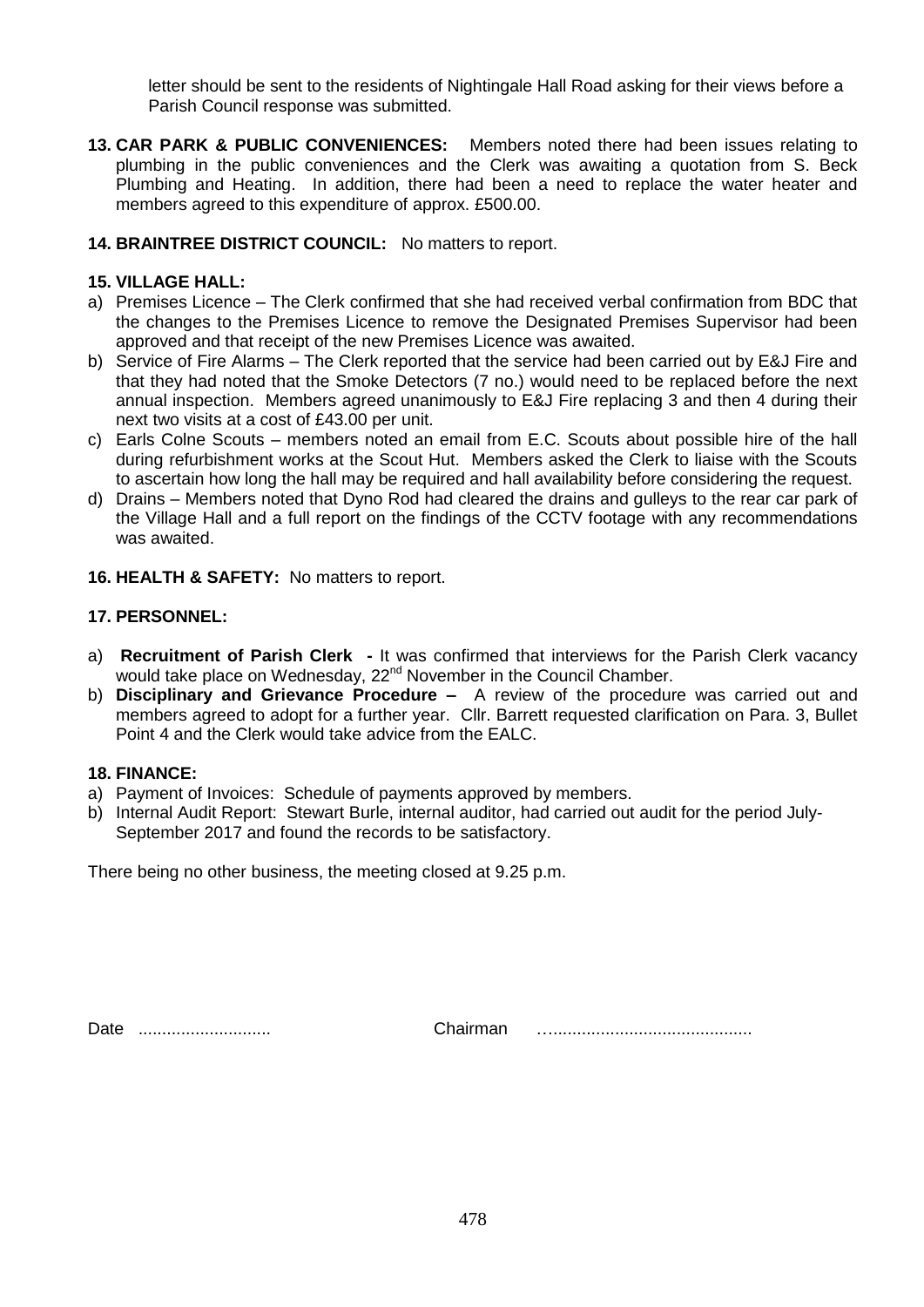letter should be sent to the residents of Nightingale Hall Road asking for their views before a Parish Council response was submitted.

**13. CAR PARK & PUBLIC CONVENIENCES:** Members noted there had been issues relating to plumbing in the public conveniences and the Clerk was awaiting a quotation from S. Beck Plumbing and Heating. In addition, there had been a need to replace the water heater and members agreed to this expenditure of approx. £500.00.

**14. BRAINTREE DISTRICT COUNCIL:** No matters to report.

**15. VILLAGE HALL:**

a) Premises Licence – The Clerk confirmed that she had received verbal confirmation from BDC that the changes to the Premises Licence to remove the Designated Premises Supervisor had been approved and that receipt of the new Premises Licence was awaited.
b) Service of Fire Alarms – The Clerk reported that the service had been carried out by E&J Fire and that they had noted that the Smoke Detectors (7 no.) would need to be replaced before the next annual inspection. Members agreed unanimously to E&J Fire replacing 3 and then 4 during their next two visits at a cost of £43.00 per unit.
c) Earls Colne Scouts – members noted an email from E.C. Scouts about possible hire of the hall during refurbishment works at the Scout Hut. Members asked the Clerk to liaise with the Scouts to ascertain how long the hall may be required and hall availability before considering the request.
d) Drains – Members noted that Dyno Rod had cleared the drains and gulleys to the rear car park of the Village Hall and a full report on the findings of the CCTV footage with any recommendations was awaited.

**16. HEALTH & SAFETY:** No matters to report.

**17. PERSONNEL:**

a) **Recruitment of Parish Clerk -** It was confirmed that interviews for the Parish Clerk vacancy would take place on Wednesday, 22nd November in the Council Chamber.
b) **Disciplinary and Grievance Procedure –** A review of the procedure was carried out and members agreed to adopt for a further year. Cllr. Barrett requested clarification on Para. 3, Bullet Point 4 and the Clerk would take advice from the EALC.

**18. FINANCE:**

a) Payment of Invoices: Schedule of payments approved by members.
b) Internal Audit Report: Stewart Burle, internal auditor, had carried out audit for the period July-September 2017 and found the records to be satisfactory.

There being no other business, the meeting closed at 9.25 p.m.

Date ............................ Chairman …..........................................